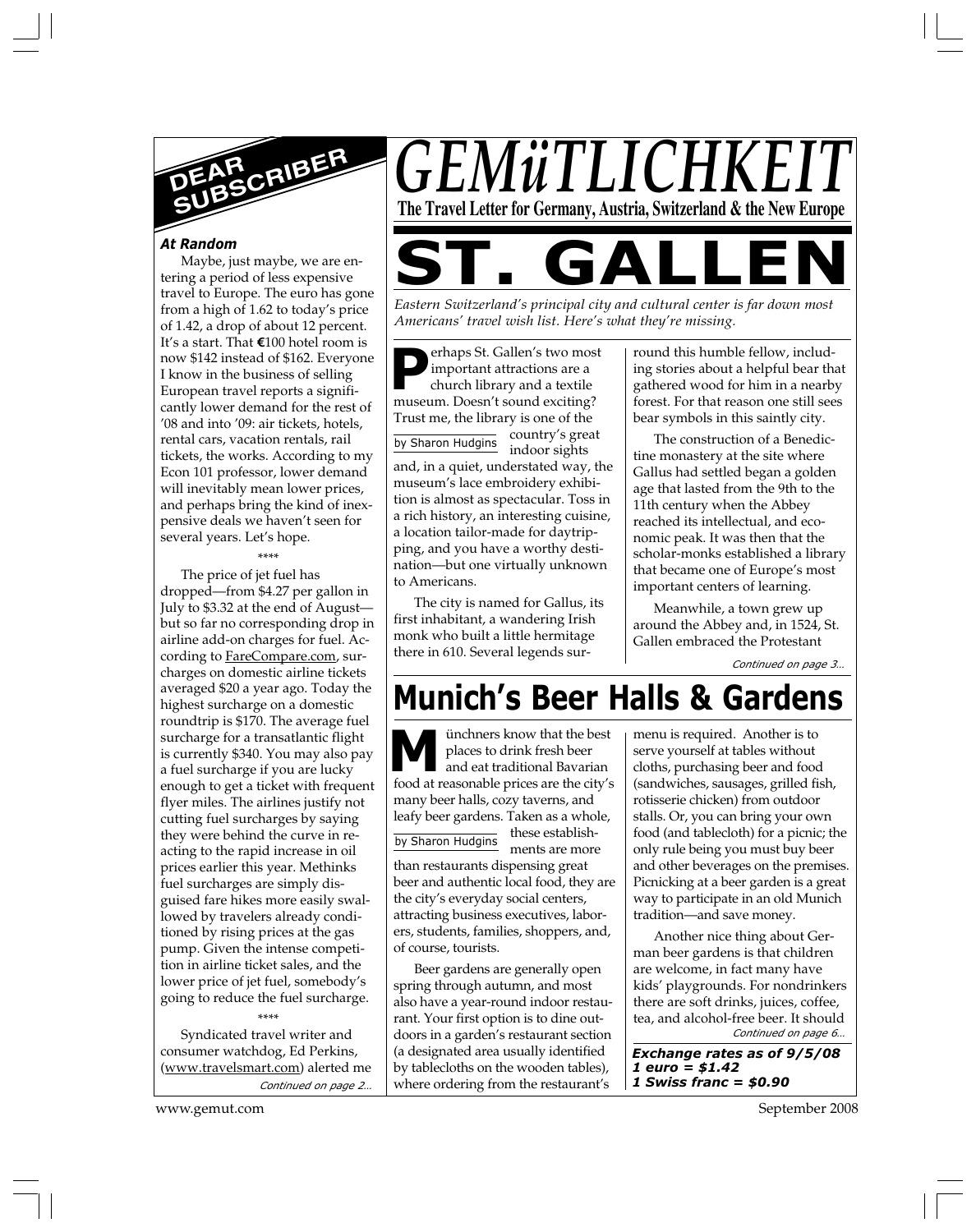# GEMüTLICHKEIT

**The Travel Letter for Germany, Austria, Switzerland & the New Europe**

## DEAR SUBSCRIBER

### *At Random*

Maybe, just maybe, we are entering a period of less expensive travel to Europe. The euro has gone from a high of 1.62 to today's price of 1.42, a drop of about 12 percent. It's a start. That €100 hotel room is now $142 instead of $162. Everyone I know in the business of selling European travel reports a significantly lower demand for the rest of '08 and into '09: air tickets, hotels, rental cars, vacation rentals, rail tickets, the works. According to my Econ 101 professor, lower demand will inevitably mean lower prices, and perhaps bring the kind of inexpensive deals we haven't seen for several years. Let's hope.

\*\*\*\*

The price of jet fuel has dropped—from $4.27 per gallon in July to $3.32 at the end of August—but so far no corresponding drop in airline add-on charges for fuel. According to FareCompare.com, surcharges on domestic airline tickets averaged $20 a year ago. Today the highest surcharge on a domestic roundtrip is $170. The average fuel surcharge for a transatlantic flight is currently $340. You may also pay a fuel surcharge if you are lucky enough to get a ticket with frequent flyer miles. The airlines justify not cutting fuel surcharges by saying they were behind the curve in reacting to the rapid increase in oil prices earlier this year. Methinks fuel surcharges are simply disguised fare hikes more easily swallowed by travelers already conditioned by rising prices at the gas pump. Given the intense competition in airline ticket sales, and the lower price of jet fuel, somebody's going to reduce the fuel surcharge.

\*\*\*\*

Syndicated travel writer and consumer watchdog, Ed Perkins, (www.travelsmart.com) alerted me

*Continued on page 2…*

# ST. GALLEN

*Eastern Switzerland's principal city and cultural center is far down most Americans' travel wish list. Here's what they're missing.*

by Sharon Hudgins

Perhaps St. Gallen's two most important attractions are a church library and a textile museum. Doesn't sound exciting? Trust me, the library is one of the country's great indoor sights and, in a quiet, understated way, the museum's lace embroidery exhibition is almost as spectacular. Toss in a rich history, an interesting cuisine, a location tailor-made for daytripping, and you have a worthy destination—but one virtually unknown to Americans.

The city is named for Gallus, its first inhabitant, a wandering Irish monk who built a little hermitage there in 610. Several legends surround this humble fellow, including stories about a helpful bear that gathered wood for him in a nearby forest. For that reason one still sees bear symbols in this saintly city.

The construction of a Benedictine monastery at the site where Gallus had settled began a golden age that lasted from the 9th to the 11th century when the Abbey reached its intellectual, and economic peak. It was then that the scholar-monks established a library that became one of Europe's most important centers of learning.

Meanwhile, a town grew up around the Abbey and, in 1524, St. Gallen embraced the Protestant

*Continued on page 3…*

# Munich's Beer Halls & Gardens

by Sharon Hudgins

Münchners know that the best places to drink fresh beer and eat traditional Bavarian food at reasonable prices are the city's many beer halls, cozy taverns, and leafy beer gardens. Taken as a whole, these establishments are more than restaurants dispensing great beer and authentic local food, they are the city's everyday social centers, attracting business executives, laborers, students, families, shoppers, and, of course, tourists.

Beer gardens are generally open spring through autumn, and most also have a year-round indoor restaurant. Your first option is to dine outdoors in a garden's restaurant section (a designated area usually identified by tablecloths on the wooden tables), where ordering from the restaurant's menu is required. Another is to serve yourself at tables without cloths, purchasing beer and food (sandwiches, sausages, grilled fish, rotisserie chicken) from outdoor stalls. Or, you can bring your own food (and tablecloth) for a picnic; the only rule being you must buy beer and other beverages on the premises. Picnicking at a beer garden is a great way to participate in an old Munich tradition—and save money.

Another nice thing about German beer gardens is that children are welcome, in fact many have kids' playgrounds. For nondrinkers there are soft drinks, juices, coffee, tea, and alcohol-free beer. It should

*Continued on page 6…*

***Exchange rates as of 9/5/08***
***1 euro = $1.42***
***1 Swiss franc = $0.90***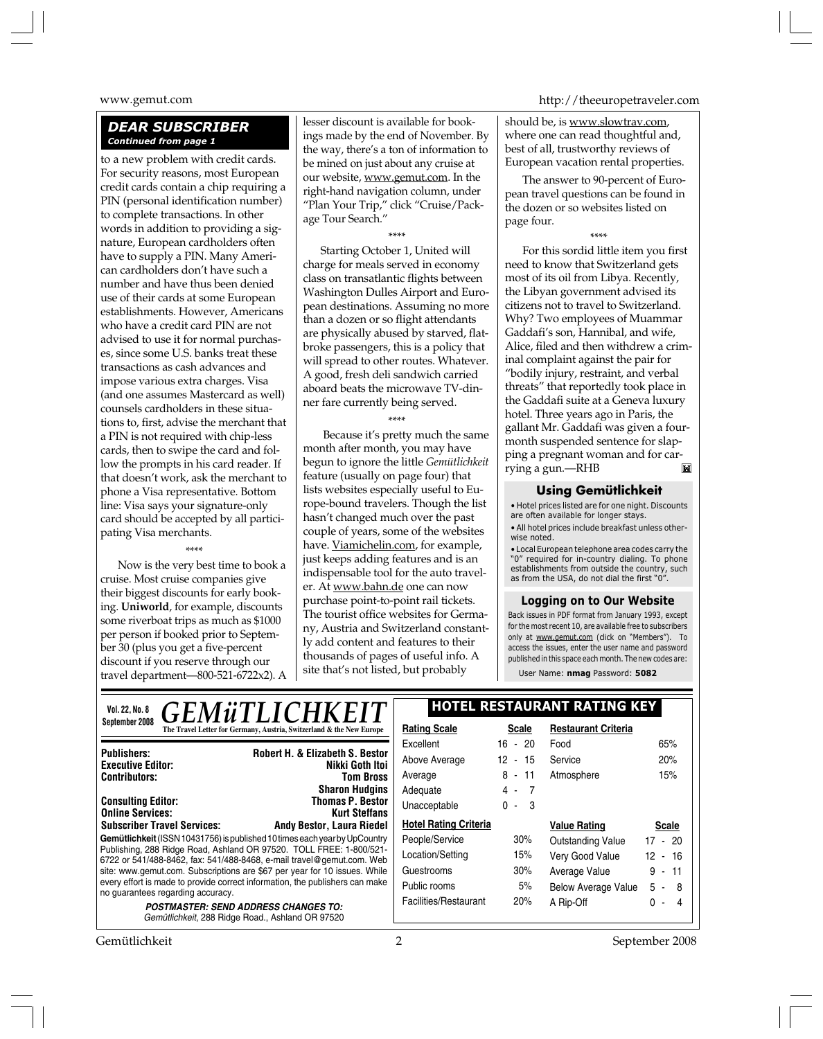## DEAR SUBSCRIBER

*Continued from page 1*

to a new problem with credit cards. For security reasons, most European credit cards contain a chip requiring a PIN (personal identification number) to complete transactions. In other words in addition to providing a signature, European cardholders often have to supply a PIN. Many American cardholders don't have such a number and have thus been denied use of their cards at some European establishments. However, Americans who have a credit card PIN are not advised to use it for normal purchases, since some U.S. banks treat these transactions as cash advances and impose various extra charges. Visa (and one assumes Mastercard as well) counsels cardholders in these situations to, first, advise the merchant that a PIN is not required with chip-less cards, then to swipe the card and follow the prompts in his card reader. If that doesn't work, ask the merchant to phone a Visa representative. Bottom line: Visa says your signature-only card should be accepted by all participating Visa merchants.

\*\*\*\*

Now is the very best time to book a cruise. Most cruise companies give their biggest discounts for early booking. **Uniworld**, for example, discounts some riverboat trips as much as $1000 per person if booked prior to September 30 (plus you get a five-percent discount if you reserve through our travel department—800-521-6722x2). A lesser discount is available for bookings made by the end of November. By the way, there's a ton of information to be mined on just about any cruise at our website, www.gemut.com. In the right-hand navigation column, under "Plan Your Trip," click "Cruise/Package Tour Search."

\*\*\*\*

Starting October 1, United will charge for meals served in economy class on transatlantic flights between Washington Dulles Airport and European destinations. Assuming no more than a dozen or so flight attendants are physically abused by starved, flatbroke passengers, this is a policy that will spread to other routes. Whatever. A good, fresh deli sandwich carried aboard beats the microwave TV-dinner fare currently being served.

\*\*\*\*

Because it's pretty much the same month after month, you may have begun to ignore the little *Gemütlichkeit* feature (usually on page four) that lists websites especially useful to Europe-bound travelers. Though the list hasn't changed much over the past couple of years, some of the websites have. Viamichelin.com, for example, just keeps adding features and is an indispensable tool for the auto traveler. At www.bahn.de one can now purchase point-to-point rail tickets. The tourist office websites for Germany, Austria and Switzerland constantly add content and features to their thousands of pages of useful info. A site that's not listed, but probably should be, is www.slowtrav.com, where one can read thoughtful and, best of all, trustworthy reviews of European vacation rental properties.

The answer to 90-percent of European travel questions can be found in the dozen or so websites listed on page four.

\*\*\*\*

For this sordid little item you first need to know that Switzerland gets most of its oil from Libya. Recently, the Libyan government advised its citizens not to travel to Switzerland. Why? Two employees of Muammar Gaddafi's son, Hannibal, and wife, Alice, filed and then withdrew a criminal complaint against the pair for "bodily injury, restraint, and verbal threats" that reportedly took place in the Gaddafi suite at a Geneva luxury hotel. Three years ago in Paris, the gallant Mr. Gaddafi was given a four-month suspended sentence for slapping a pregnant woman and for carrying a gun.—RHB

### Using Gemütlichkeit

- Hotel prices listed are for one night. Discounts are often available for longer stays.
- All hotel prices include breakfast unless otherwise noted.
- Local European telephone area codes carry the "0" required for in-country dialing. To phone establishments from outside the country, such as from the USA, do not dial the first "0".

### Logging on to Our Website

Back issues in PDF format from January 1993, except for the most recent 10, are available free to subscribers only at www.gemut.com (click on "Members"). To access the issues, enter the user name and password published in this space each month. The new codes are:

User Name: **nmag** Password: **5082**

---

Vol. 22, No. 8 September 2008

# GEMüTLICHKEIT

**The Travel Letter for Germany, Austria, Switzerland & the New Europe**

| | |
|---|---|
| **Publishers:** | **Robert H. & Elizabeth S. Bestor** |
| **Executive Editor:** | **Nikki Goth Itoi** |
| **Contributors:** | **Tom Bross** |
| | **Sharon Hudgins** |
| **Consulting Editor:** | **Thomas P. Bestor** |
| **Online Services:** | **Kurt Steffans** |
| **Subscriber Travel Services:** | **Andy Bestor, Laura Riedel** |

**Gemütlichkeit** (ISSN 10431756) is published 10 times each year by UpCountry Publishing, 288 Ridge Road, Ashland OR 97520. TOLL FREE: 1-800/521-6722 or 541/488-8462, fax: 541/488-8468, e-mail travel@gemut.com. Web site: www.gemut.com. Subscriptions are $67 per year for 10 issues. While every effort is made to provide correct information, the publishers can make no guarantees regarding accuracy.

***POSTMASTER: SEND ADDRESS CHANGES TO:***
*Gemütlichkeit*, 288 Ridge Road., Ashland OR 97520

### HOTEL RESTAURANT RATING KEY

| Rating Scale | Scale |
|---|---|
| Excellent | 16 - 20 |
| Above Average | 12 - 15 |
| Average | 8 - 11 |
| Adequate | 4 - 7 |
| Unacceptable | 0 - 3 |

| Restaurant Criteria | |
|---|---|
| Food | 65% |
| Service | 20% |
| Atmosphere | 15% |

| Hotel Rating Criteria | |
|---|---|
| People/Service | 30% |
| Location/Setting | 15% |
| Guestrooms | 30% |
| Public rooms | 5% |
| Facilities/Restaurant | 20% |

| Value Rating | Scale |
|---|---|
| Outstanding Value | 17 - 20 |
| Very Good Value | 12 - 16 |
| Average Value | 9 - 11 |
| Below Average Value | 5 - 8 |
| A Rip-Off | 0 - 4 |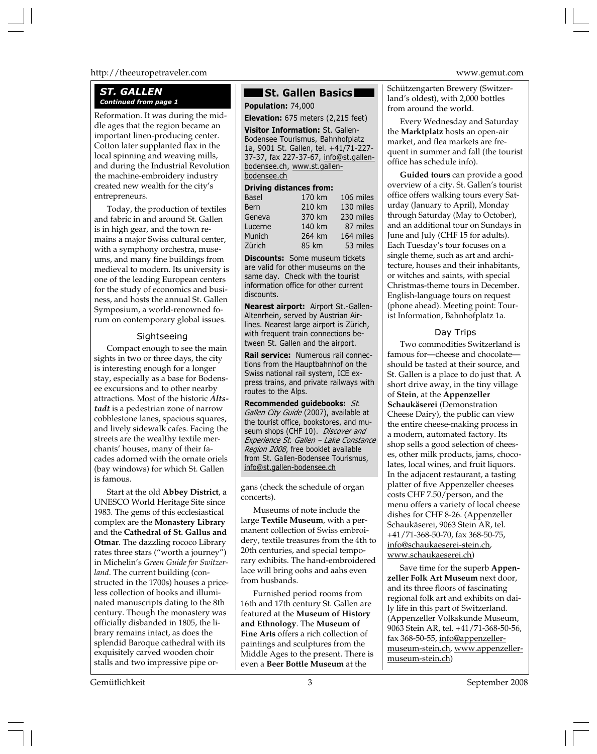## ST. GALLEN

*Continued from page 1*

Reformation. It was during the middle ages that the region became an important linen-producing center. Cotton later supplanted flax in the local spinning and weaving mills, and during the Industrial Revolution the machine-embroidery industry created new wealth for the city's entrepreneurs.

Today, the production of textiles and fabric in and around St. Gallen is in high gear, and the town remains a major Swiss cultural center, with a symphony orchestra, museums, and many fine buildings from medieval to modern. Its university is one of the leading European centers for the study of economics and business, and hosts the annual St. Gallen Symposium, a world-renowned forum on contemporary global issues.

### Sightseeing

Compact enough to see the main sights in two or three days, the city is interesting enough for a longer stay, especially as a base for Bodensee excursions and to other nearby attractions. Most of the historic ***Altstadt*** is a pedestrian zone of narrow cobblestone lanes, spacious squares, and lively sidewalk cafes. Facing the streets are the wealthy textile merchants' houses, many of their facades adorned with the ornate oriels (bay windows) for which St. Gallen is famous.

Start at the old **Abbey District**, a UNESCO World Heritage Site since 1983. The gems of this ecclesiastical complex are the **Monastery Library** and the **Cathedral of St. Gallus and Otmar**. The dazzling rococo Library rates three stars ("worth a journey") in Michelin's *Green Guide for Switzerland*. The current building (constructed in the 1700s) houses a priceless collection of books and illuminated manuscripts dating to the 8th century. Though the monastery was officially disbanded in 1805, the library remains intact, as does the splendid Baroque cathedral with its exquisitely carved wooden choir stalls and two impressive pipe organs (check the schedule of organ concerts).

Museums of note include the large **Textile Museum**, with a permanent collection of Swiss embroidery, textile treasures from the 4th to 20th centuries, and special temporary exhibits. The hand-embroidered lace will bring oohs and aahs even from husbands.

Furnished period rooms from 16th and 17th century St. Gallen are featured at the **Museum of History and Ethnology**. The **Museum of Fine Arts** offers a rich collection of paintings and sculptures from the Middle Ages to the present. There is even a **Beer Bottle Museum** at the Schützengarten Brewery (Switzerland's oldest), with 2,000 bottles from around the world.

Every Wednesday and Saturday the **Marktplatz** hosts an open-air market, and flea markets are frequent in summer and fall (the tourist office has schedule info).

**Guided tours** can provide a good overview of a city. St. Gallen's tourist office offers walking tours every Saturday (January to April), Monday through Saturday (May to October), and an additional tour on Sundays in June and July (CHF 15 for adults). Each Tuesday's tour focuses on a single theme, such as art and architecture, houses and their inhabitants, or witches and saints, with special Christmas-theme tours in December. English-language tours on request (phone ahead). Meeting point: Tourist Information, Bahnhofplatz 1a.

### Day Trips

Two commodities Switzerland is famous for—cheese and chocolate—should be tasted at their source, and St. Gallen is a place to do just that. A short drive away, in the tiny village of **Stein**, at the **Appenzeller Schaukäserei** (Demonstration Cheese Dairy), the public can view the entire cheese-making process in a modern, automated factory. Its shop sells a good selection of cheeses, other milk products, jams, chocolates, local wines, and fruit liquors. In the adjacent restaurant, a tasting platter of five Appenzeller cheeses costs CHF 7.50/person, and the menu offers a variety of local cheese dishes for CHF 8-26. (Appenzeller Schaukäserei, 9063 Stein AR, tel. +41/71-368-50-70, fax 368-50-75, info@schaukaeserei-stein.ch, www.schaukaeserei.ch)

Save time for the superb **Appenzeller Folk Art Museum** next door, and its three floors of fascinating regional folk art and exhibits on daily life in this part of Switzerland. (Appenzeller Volkskunde Museum, 9063 Stein AR, tel. +41/71-368-50-56, fax 368-50-55, info@appenzeller-museum-stein.ch, www.appenzeller-museum-stein.ch)

---

### St. Gallen Basics

**Population:** 74,000

**Elevation:** 675 meters (2,215 feet)

**Visitor Information:** St. Gallen-Bodensee Tourismus, Bahnhofplatz 1a, 9001 St. Gallen, tel. +41/71-227-37-37, fax 227-37-67, info@st.gallen-bodensee.ch, www.st.gallen-bodensee.ch

**Driving distances from:**

| | | |
|---|---|---|
| Basel | 170 km | 106 miles |
| Bern | 210 km | 130 miles |
| Geneva | 370 km | 230 miles |
| Lucerne | 140 km | 87 miles |
| Munich | 264 km | 164 miles |
| Zürich | 85 km | 53 miles |

**Discounts:** Some museum tickets are valid for other museums on the same day. Check with the tourist information office for other current discounts.

**Nearest airport:** Airport St.-Gallen-Altenrhein, served by Austrian Airlines. Nearest large airport is Zürich, with frequent train connections between St. Gallen and the airport.

**Rail service:** Numerous rail connections from the Hauptbahnhof on the Swiss national rail system, ICE express trains, and private railways with routes to the Alps.

**Recommended guidebooks:** *St. Gallen City Guide* (2007), available at the tourist office, bookstores, and museum shops (CHF 10). *Discover and Experience St. Gallen – Lake Constance Region 2008*, free booklet available from St. Gallen-Bodensee Tourismus, info@st.gallen-bodensee.ch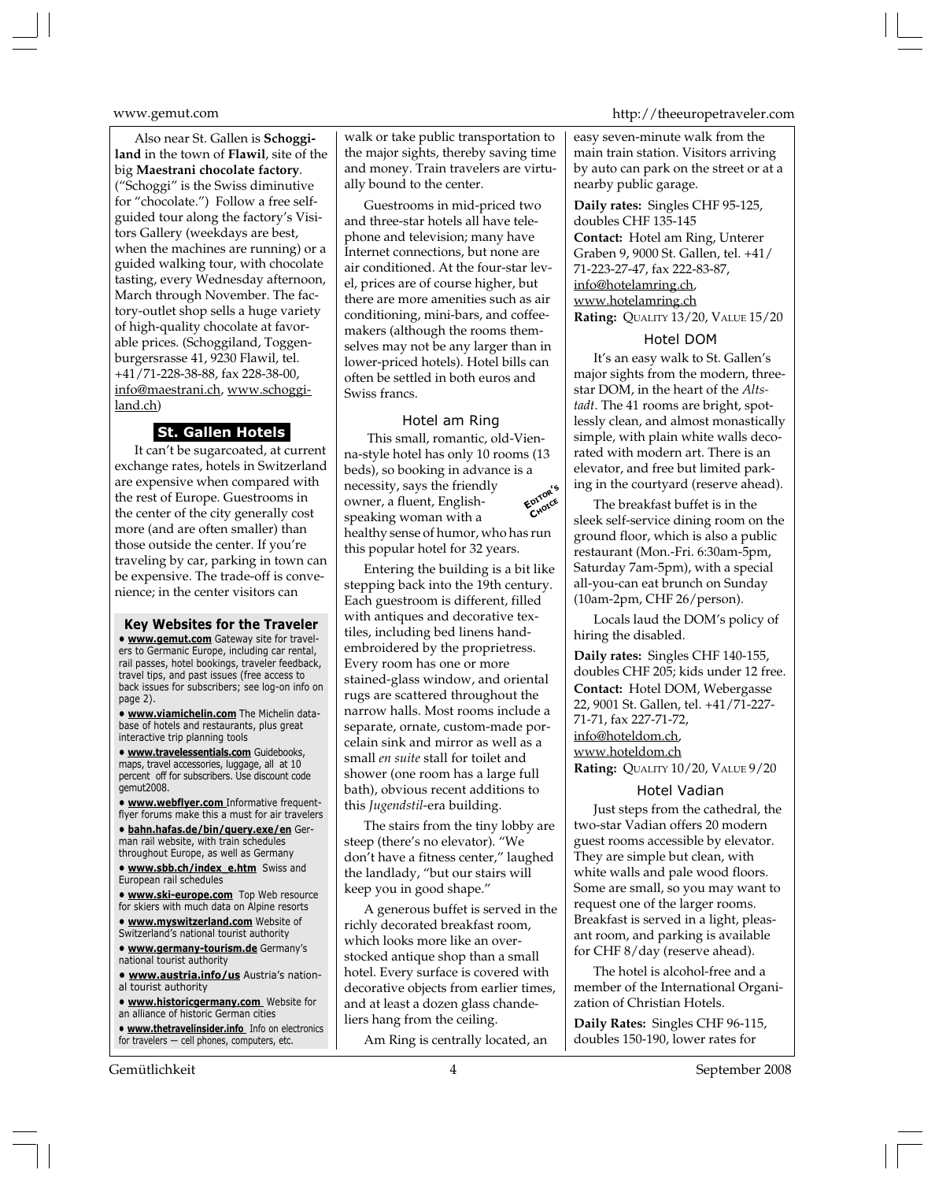Also near St. Gallen is **Schoggiland** in the town of **Flawil**, site of the big **Maestrani chocolate factory**. ("Schoggi" is the Swiss diminutive for "chocolate.") Follow a free self-guided tour along the factory's Visitors Gallery (weekdays are best, when the machines are running) or a guided walking tour, with chocolate tasting, every Wednesday afternoon, March through November. The factory-outlet shop sells a huge variety of high-quality chocolate at favorable prices. (Schoggiland, Toggenburgersrasse 41, 9230 Flawil, tel. +41/71-228-38-88, fax 228-38-00, info@maestrani.ch, www.schoggiland.ch)

## St. Gallen Hotels

It can't be sugarcoated, at current exchange rates, hotels in Switzerland are expensive when compared with the rest of Europe. Guestrooms in the center of the city generally cost more (and are often smaller) than those outside the center. If you're traveling by car, parking in town can be expensive. The trade-off is convenience; in the center visitors can walk or take public transportation to the major sights, thereby saving time and money. Train travelers are virtually bound to the center.

Guestrooms in mid-priced two and three-star hotels all have telephone and television; many have Internet connections, but none are air conditioned. At the four-star level, prices are of course higher, but there are more amenities such as air conditioning, mini-bars, and coffeemakers (although the rooms themselves may not be any larger than in lower-priced hotels). Hotel bills can often be settled in both euros and Swiss francs.

### Key Websites for the Traveler

- **www.gemut.com** Gateway site for travelers to Germanic Europe, including car rental, rail passes, hotel bookings, traveler feedback, travel tips, and past issues (free access to back issues for subscribers; see log-on info on page 2).
- **www.viamichelin.com** The Michelin database of hotels and restaurants, plus great interactive trip planning tools
- **www.travelessentials.com** Guidebooks, maps, travel accessories, luggage, all at 10 percent off for subscribers. Use discount code gemut2008.
- **www.webflyer.com** Informative frequent-flyer forums make this a must for air travelers
- **bahn.hafas.de/bin/query.exe/en** German rail website, with train schedules throughout Europe, as well as Germany
- **www.sbb.ch/index_e.htm** Swiss and European rail schedules
- **www.ski-europe.com** Top Web resource for skiers with much data on Alpine resorts
- **www.myswitzerland.com** Website of Switzerland's national tourist authority
- **www.germany-tourism.de** Germany's national tourist authority
- **www.austria.info/us** Austria's national tourist authority
- **www.historicgermany.com** Website for an alliance of historic German cities
- **www.thetravelinsider.info** Info on electronics for travelers — cell phones, computers, etc.

### Hotel am Ring

EDITOR'S CHOICE

This small, romantic, old-Vienna-style hotel has only 10 rooms (13 beds), so booking in advance is a necessity, says the friendly owner, a fluent, English-speaking woman with a healthy sense of humor, who has run this popular hotel for 32 years.

Entering the building is a bit like stepping back into the 19th century. Each guestroom is different, filled with antiques and decorative textiles, including bed linens hand-embroidered by the proprietress. Every room has one or more stained-glass window, and oriental rugs are scattered throughout the narrow halls. Most rooms include a separate, ornate, custom-made porcelain sink and mirror as well as a small *en suite* stall for toilet and shower (one room has a large full bath), obvious recent additions to this *Jugendstil*-era building.

The stairs from the tiny lobby are steep (there's no elevator). "We don't have a fitness center," laughed the landlady, "but our stairs will keep you in good shape."

A generous buffet is served in the richly decorated breakfast room, which looks more like an overstocked antique shop than a small hotel. Every surface is covered with decorative objects from earlier times, and at least a dozen glass chandeliers hang from the ceiling.

Am Ring is centrally located, an easy seven-minute walk from the main train station. Visitors arriving by auto can park on the street or at a nearby public garage.

**Daily rates:** Singles CHF 95-125, doubles CHF 135-145
**Contact:** Hotel am Ring, Unterer Graben 9, 9000 St. Gallen, tel. +41/71-223-27-47, fax 222-83-87, info@hotelamring.ch, www.hotelamring.ch
**Rating:** Quality 13/20, Value 15/20

### Hotel DOM

It's an easy walk to St. Gallen's major sights from the modern, three-star DOM, in the heart of the *Altstadt*. The 41 rooms are bright, spotlessly clean, and almost monastically simple, with plain white walls decorated with modern art. There is an elevator, and free but limited parking in the courtyard (reserve ahead).

The breakfast buffet is in the sleek self-service dining room on the ground floor, which is also a public restaurant (Mon.-Fri. 6:30am-5pm, Saturday 7am-5pm), with a special all-you-can eat brunch on Sunday (10am-2pm, CHF 26/person).

Locals laud the DOM's policy of hiring the disabled.

**Daily rates:** Singles CHF 140-155, doubles CHF 205; kids under 12 free.
**Contact:** Hotel DOM, Webergasse 22, 9001 St. Gallen, tel. +41/71-227-71-71, fax 227-71-72, info@hoteldom.ch, www.hoteldom.ch
**Rating:** Quality 10/20, Value 9/20

### Hotel Vadian

Just steps from the cathedral, the two-star Vadian offers 20 modern guest rooms accessible by elevator. They are simple but clean, with white walls and pale wood floors. Some are small, so you may want to request one of the larger rooms. Breakfast is served in a light, pleasant room, and parking is available for CHF 8/day (reserve ahead).

The hotel is alcohol-free and a member of the International Organization of Christian Hotels.

**Daily Rates:** Singles CHF 96-115, doubles 150-190, lower rates for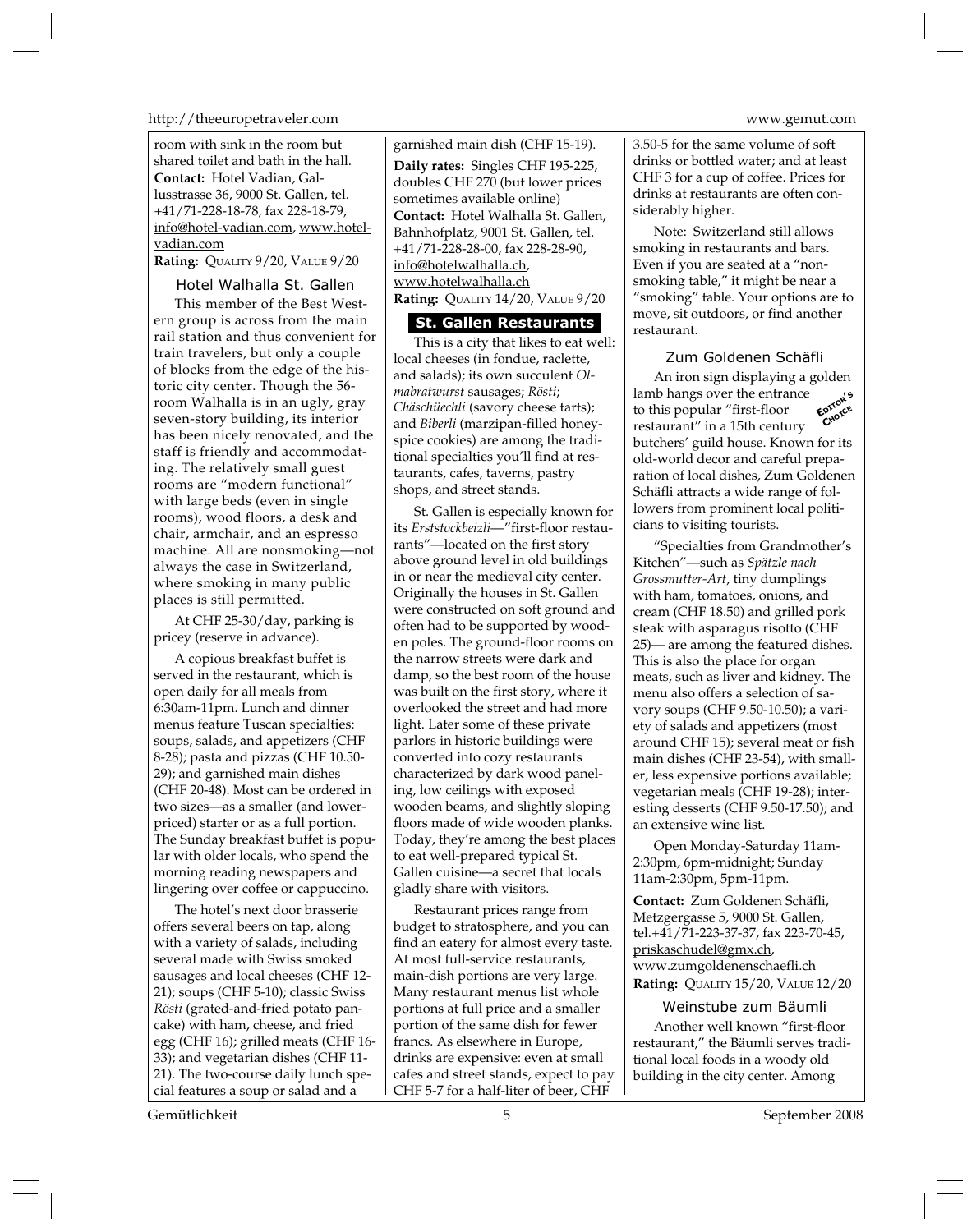room with sink in the room but shared toilet and bath in the hall.

**Contact:** Hotel Vadian, Gallusstrasse 36, 9000 St. Gallen, tel. +41/71-228-18-78, fax 228-18-79, info@hotel-vadian.com, www.hotel-vadian.com

**Rating:** QUALITY 9/20, VALUE 9/20

### Hotel Walhalla St. Gallen

This member of the Best Western group is across from the main rail station and thus convenient for train travelers, but only a couple of blocks from the edge of the historic city center. Though the 56-room Walhalla is in an ugly, gray seven-story building, its interior has been nicely renovated, and the staff is friendly and accommodating. The relatively small guest rooms are "modern functional" with large beds (even in single rooms), wood floors, a desk and chair, armchair, and an espresso machine. All are nonsmoking—not always the case in Switzerland, where smoking in many public places is still permitted.

At CHF 25-30/day, parking is pricey (reserve in advance).

A copious breakfast buffet is served in the restaurant, which is open daily for all meals from 6:30am-11pm. Lunch and dinner menus feature Tuscan specialties: soups, salads, and appetizers (CHF 8-28); pasta and pizzas (CHF 10.50-29); and garnished main dishes (CHF 20-48). Most can be ordered in two sizes—as a smaller (and lower-priced) starter or as a full portion. The Sunday breakfast buffet is popular with older locals, who spend the morning reading newspapers and lingering over coffee or cappuccino.

The hotel's next door brasserie offers several beers on tap, along with a variety of salads, including several made with Swiss smoked sausages and local cheeses (CHF 12-21); soups (CHF 5-10); classic Swiss *Rösti* (grated-and-fried potato pancake) with ham, cheese, and fried egg (CHF 16); grilled meats (CHF 16-33); and vegetarian dishes (CHF 11-21). The two-course daily lunch special features a soup or salad and a garnished main dish (CHF 15-19).

**Daily rates:** Singles CHF 195-225, doubles CHF 270 (but lower prices sometimes available online)

**Contact:** Hotel Walhalla St. Gallen, Bahnhofplatz, 9001 St. Gallen, tel. +41/71-228-28-00, fax 228-28-90, info@hotelwalhalla.ch, www.hotelwalhalla.ch

**Rating:** QUALITY 14/20, VALUE 9/20

## St. Gallen Restaurants

This is a city that likes to eat well: local cheeses (in fondue, raclette, and salads); its own succulent *Olmabratwurst* sausages; *Rösti*; *Chäschüechli* (savory cheese tarts); and *Biberli* (marzipan-filled honey-spice cookies) are among the traditional specialties you'll find at restaurants, cafes, taverns, pastry shops, and street stands.

St. Gallen is especially known for its *Erststockbeizli*—"first-floor restaurants"—located on the first story above ground level in old buildings in or near the medieval city center. Originally the houses in St. Gallen were constructed on soft ground and often had to be supported by wooden poles. The ground-floor rooms on the narrow streets were dark and damp, so the best room of the house was built on the first story, where it overlooked the street and had more light. Later some of these private parlors in historic buildings were converted into cozy restaurants characterized by dark wood paneling, low ceilings with exposed wooden beams, and slightly sloping floors made of wide wooden planks. Today, they're among the best places to eat well-prepared typical St. Gallen cuisine—a secret that locals gladly share with visitors.

Restaurant prices range from budget to stratosphere, and you can find an eatery for almost every taste. At most full-service restaurants, main-dish portions are very large. Many restaurant menus list whole portions at full price and a smaller portion of the same dish for fewer francs. As elsewhere in Europe, drinks are expensive: even at small cafes and street stands, expect to pay CHF 5-7 for a half-liter of beer, CHF 3.50-5 for the same volume of soft drinks or bottled water; and at least CHF 3 for a cup of coffee. Prices for drinks at restaurants are often considerably higher.

Note: Switzerland still allows smoking in restaurants and bars. Even if you are seated at a "nonsmoking table," it might be near a "smoking" table. Your options are to move, sit outdoors, or find another restaurant.

### Zum Goldenen Schäfli

EDITOR'S CHOICE

An iron sign displaying a golden lamb hangs over the entrance to this popular "first-floor restaurant" in a 15th century butchers' guild house. Known for its old-world decor and careful preparation of local dishes, Zum Goldenen Schäfli attracts a wide range of followers from prominent local politicians to visiting tourists.

"Specialties from Grandmother's Kitchen"—such as *Spätzle nach Grossmutter-Art*, tiny dumplings with ham, tomatoes, onions, and cream (CHF 18.50) and grilled pork steak with asparagus risotto (CHF 25)— are among the featured dishes. This is also the place for organ meats, such as liver and kidney. The menu also offers a selection of savory soups (CHF 9.50-10.50); a variety of salads and appetizers (most around CHF 15); several meat or fish main dishes (CHF 23-54), with smaller, less expensive portions available; vegetarian meals (CHF 19-28); interesting desserts (CHF 9.50-17.50); and an extensive wine list.

Open Monday-Saturday 11am-2:30pm, 6pm-midnight; Sunday 11am-2:30pm, 5pm-11pm.

**Contact:** Zum Goldenen Schäfli, Metzgergasse 5, 9000 St. Gallen, tel.+41/71-223-37-37, fax 223-70-45, priskaschudel@gmx.ch, www.zumgoldenenschaefli.ch

**Rating:** QUALITY 15/20, VALUE 12/20

### Weinstube zum Bäumli

Another well known "first-floor restaurant," the Bäumli serves traditional local foods in a woody old building in the city center. Among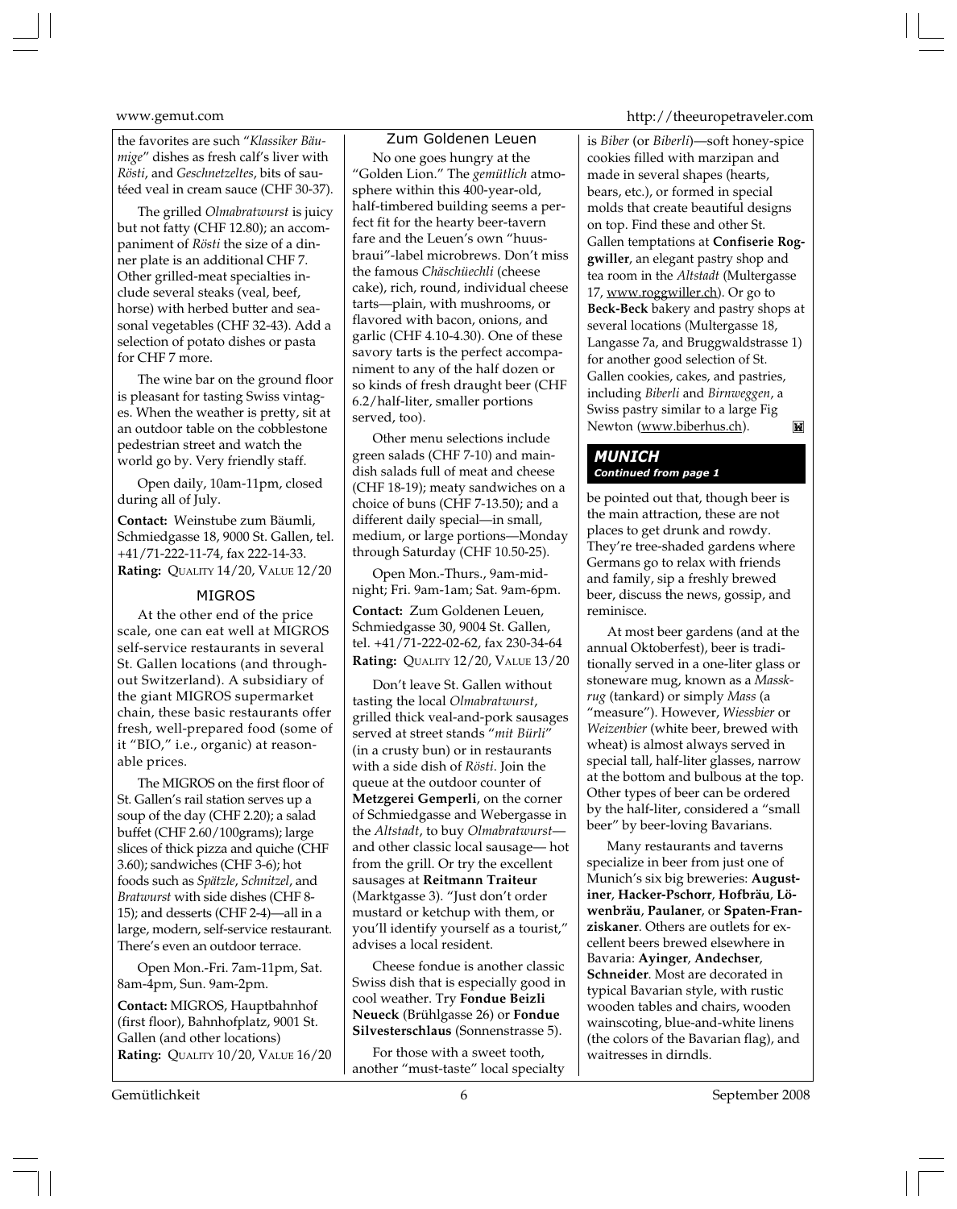the favorites are such "*Klassiker Bäumige*" dishes as fresh calf's liver with *Rösti*, and *Geschnetzeltes*, bits of sautéed veal in cream sauce (CHF 30-37).

The grilled *Olmabratwurst* is juicy but not fatty (CHF 12.80); an accompaniment of *Rösti* the size of a dinner plate is an additional CHF 7. Other grilled-meat specialties include several steaks (veal, beef, horse) with herbed butter and seasonal vegetables (CHF 32-43). Add a selection of potato dishes or pasta for CHF 7 more.

The wine bar on the ground floor is pleasant for tasting Swiss vintages. When the weather is pretty, sit at an outdoor table on the cobblestone pedestrian street and watch the world go by. Very friendly staff.

Open daily, 10am-11pm, closed during all of July.

**Contact:** Weinstube zum Bäumli, Schmiedgasse 18, 9000 St. Gallen, tel. +41/71-222-11-74, fax 222-14-33.
**Rating:** QUALITY 14/20, VALUE 12/20

### MIGROS

At the other end of the price scale, one can eat well at MIGROS self-service restaurants in several St. Gallen locations (and throughout Switzerland). A subsidiary of the giant MIGROS supermarket chain, these basic restaurants offer fresh, well-prepared food (some of it "BIO," i.e., organic) at reasonable prices.

The MIGROS on the first floor of St. Gallen's rail station serves up a soup of the day (CHF 2.20); a salad buffet (CHF 2.60/100grams); large slices of thick pizza and quiche (CHF 3.60); sandwiches (CHF 3-6); hot foods such as *Spätzle*, *Schnitzel*, and *Bratwurst* with side dishes (CHF 8-15); and desserts (CHF 2-4)—all in a large, modern, self-service restaurant. There's even an outdoor terrace.

Open Mon.-Fri. 7am-11pm, Sat. 8am-4pm, Sun. 9am-2pm.

**Contact:** MIGROS, Hauptbahnhof (first floor), Bahnhofplatz, 9001 St. Gallen (and other locations)
**Rating:** QUALITY 10/20, VALUE 16/20

### Zum Goldenen Leuen

No one goes hungry at the "Golden Lion." The *gemütlich* atmosphere within this 400-year-old, half-timbered building seems a perfect fit for the hearty beer-tavern fare and the Leuen's own "huusbraui"-label microbrews. Don't miss the famous *Chäschüechli* (cheese cake), rich, round, individual cheese tarts—plain, with mushrooms, or flavored with bacon, onions, and garlic (CHF 4.10-4.30). One of these savory tarts is the perfect accompaniment to any of the half dozen or so kinds of fresh draught beer (CHF 6.2/half-liter, smaller portions served, too).

Other menu selections include green salads (CHF 7-10) and main-dish salads full of meat and cheese (CHF 18-19); meaty sandwiches on a choice of buns (CHF 7-13.50); and a different daily special—in small, medium, or large portions—Monday through Saturday (CHF 10.50-25).

Open Mon.-Thurs., 9am-midnight; Fri. 9am-1am; Sat. 9am-6pm.

**Contact:** Zum Goldenen Leuen, Schmiedgasse 30, 9004 St. Gallen, tel. +41/71-222-02-62, fax 230-34-64
**Rating:** QUALITY 12/20, VALUE 13/20

Don't leave St. Gallen without tasting the local *Olmabratwurst*, grilled thick veal-and-pork sausages served at street stands "*mit Bürli*" (in a crusty bun) or in restaurants with a side dish of *Rösti*. Join the queue at the outdoor counter of **Metzgerei Gemperli**, on the corner of Schmiedgasse and Webergasse in the *Altstadt*, to buy *Olmabratwurst*—and other classic local sausage— hot from the grill. Or try the excellent sausages at **Reitmann Traiteur** (Marktgasse 3). "Just don't order mustard or ketchup with them, or you'll identify yourself as a tourist," advises a local resident.

Cheese fondue is another classic Swiss dish that is especially good in cool weather. Try **Fondue Beizli Neueck** (Brühlgasse 26) or **Fondue Silvesterschlaus** (Sonnenstrasse 5).

For those with a sweet tooth, another "must-taste" local specialty is *Biber* (or *Biberli*)—soft honey-spice cookies filled with marzipan and made in several shapes (hearts, bears, etc.), or formed in special molds that create beautiful designs on top. Find these and other St. Gallen temptations at **Confiserie Roggwiller**, an elegant pastry shop and tea room in the *Altstadt* (Multergasse 17, www.roggwiller.ch). Or go to **Beck-Beck** bakery and pastry shops at several locations (Multergasse 18, Langasse 7a, and Bruggwaldstrasse 1) for another good selection of St. Gallen cookies, cakes, and pastries, including *Biberli* and *Birnweggen*, a Swiss pastry similar to a large Fig Newton (www.biberhus.ch).

## *MUNICH*
***Continued from page 1***

be pointed out that, though beer is the main attraction, these are not places to get drunk and rowdy. They're tree-shaded gardens where Germans go to relax with friends and family, sip a freshly brewed beer, discuss the news, gossip, and reminisce.

At most beer gardens (and at the annual Oktoberfest), beer is traditionally served in a one-liter glass or stoneware mug, known as a *Masskrug* (tankard) or simply *Mass* (a "measure"). However, *Wiessbier* or *Weizenbier* (white beer, brewed with wheat) is almost always served in special tall, half-liter glasses, narrow at the bottom and bulbous at the top. Other types of beer can be ordered by the half-liter, considered a "small beer" by beer-loving Bavarians.

Many restaurants and taverns specialize in beer from just one of Munich's six big breweries: **Augustiner**, **Hacker-Pschorr**, **Hofbräu**, **Löwenbräu**, **Paulaner**, or **Spaten-Franziskaner**. Others are outlets for excellent beers brewed elsewhere in Bavaria: **Ayinger**, **Andechser**, **Schneider**. Most are decorated in typical Bavarian style, with rustic wooden tables and chairs, wooden wainscoting, blue-and-white linens (the colors of the Bavarian flag), and waitresses in dirndls.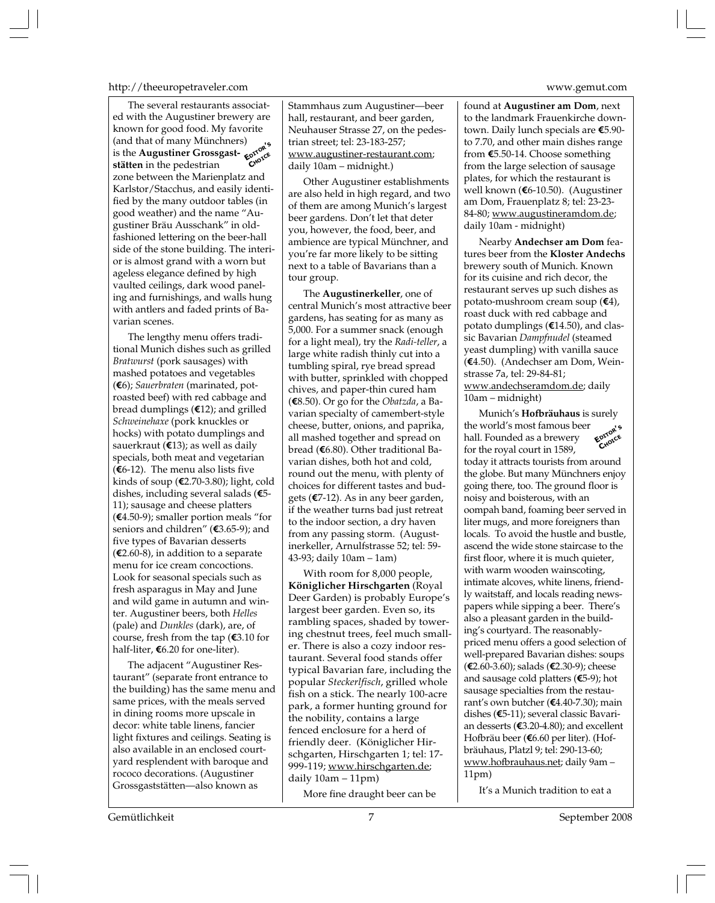The several restaurants associated with the Augustiner brewery are known for good food. My favorite (and that of many Münchners) is the **Augustiner Grossgaststätten** in the pedestrian zone between the Marienplatz and Karlstor/Stacchus, and easily identified by the many outdoor tables (in good weather) and the name "Augustiner Bräu Ausschank" in old-fashioned lettering on the beer-hall side of the stone building. The interior is almost grand with a worn but ageless elegance defined by high vaulted ceilings, dark wood paneling and furnishings, and walls hung with antlers and faded prints of Bavarian scenes.

EDITOR'S CHOICE

The lengthy menu offers traditional Munich dishes such as grilled *Bratwurst* (pork sausages) with mashed potatoes and vegetables (€6); *Sauerbraten* (marinated, pot-roasted beef) with red cabbage and bread dumplings (€12); and grilled *Schweinehaxe* (pork knuckles or hocks) with potato dumplings and sauerkraut (€13); as well as daily specials, both meat and vegetarian (€6-12). The menu also lists five kinds of soup (€2.70-3.80); light, cold dishes, including several salads (€5-11); sausage and cheese platters (€4.50-9); smaller portion meals "for seniors and children" (€3.65-9); and five types of Bavarian desserts (€2.60-8), in addition to a separate menu for ice cream concoctions. Look for seasonal specials such as fresh asparagus in May and June and wild game in autumn and winter. Augustiner beers, both *Helles* (pale) and *Dunkles* (dark), are, of course, fresh from the tap (€3.10 for half-liter, €6.20 for one-liter).

The adjacent "Augustiner Restaurant" (separate front entrance to the building) has the same menu and same prices, with the meals served in dining rooms more upscale in decor: white table linens, fancier light fixtures and ceilings. Seating is also available in an enclosed courtyard resplendent with baroque and rococo decorations. (Augustiner Grossgaststätten—also known as Stammhaus zum Augustiner—beer hall, restaurant, and beer garden, Neuhauser Strasse 27, on the pedestrian street; tel: 23-183-257; www.augustiner-restaurant.com; daily 10am – midnight.)

Other Augustiner establishments are also held in high regard, and two of them are among Munich's largest beer gardens. Don't let that deter you, however, the food, beer, and ambience are typical Münchner, and you're far more likely to be sitting next to a table of Bavarians than a tour group.

The **Augustinerkeller**, one of central Munich's most attractive beer gardens, has seating for as many as 5,000. For a summer snack (enough for a light meal), try the *Radi-teller*, a large white radish thinly cut into a tumbling spiral, rye bread spread with butter, sprinkled with chopped chives, and paper-thin cured ham (€8.50). Or go for the *Obatzda*, a Bavarian specialty of camembert-style cheese, butter, onions, and paprika, all mashed together and spread on bread (€6.80). Other traditional Bavarian dishes, both hot and cold, round out the menu, with plenty of choices for different tastes and budgets (€7-12). As in any beer garden, if the weather turns bad just retreat to the indoor section, a dry haven from any passing storm. (Augustinerkeller, Arnulfstrasse 52; tel: 59-43-93; daily 10am – 1am)

With room for 8,000 people, **Königlicher Hirschgarten** (Royal Deer Garden) is probably Europe's largest beer garden. Even so, its rambling spaces, shaded by towering chestnut trees, feel much smaller. There is also a cozy indoor restaurant. Several food stands offer typical Bavarian fare, including the popular *Steckerlfisch*, grilled whole fish on a stick. The nearly 100-acre park, a former hunting ground for the nobility, contains a large fenced enclosure for a herd of friendly deer. (Königlicher Hirschgarten, Hirschgarten 1; tel: 17-999-119; www.hirschgarten.de; daily 10am – 11pm)

More fine draught beer can be found at **Augustiner am Dom**, next to the landmark Frauenkirche downtown. Daily lunch specials are €5.90-to 7.70, and other main dishes range from €5.50-14. Choose something from the large selection of sausage plates, for which the restaurant is well known (€6-10.50). (Augustiner am Dom, Frauenplatz 8; tel: 23-23-84-80; www.augustineramdom.de; daily 10am - midnight)

Nearby **Andechser am Dom** features beer from the **Kloster Andechs** brewery south of Munich. Known for its cuisine and rich decor, the restaurant serves up such dishes as potato-mushroom cream soup (€4), roast duck with red cabbage and potato dumplings (€14.50), and classic Bavarian *Dampfnudel* (steamed yeast dumpling) with vanilla sauce (€4.50). (Andechser am Dom, Weinstrasse 7a, tel: 29-84-81; www.andechseramdom.de; daily 10am – midnight)

Munich's **Hofbräuhaus** is surely the world's most famous beer hall. Founded as a brewery for the royal court in 1589, today it attracts tourists from around the globe. But many Münchners enjoy going there, too. The ground floor is noisy and boisterous, with an oompah band, foaming beer served in liter mugs, and more foreigners than locals. To avoid the hustle and bustle, ascend the wide stone staircase to the first floor, where it is much quieter, with warm wooden wainscoting, intimate alcoves, white linens, friendly waitstaff, and locals reading newspapers while sipping a beer. There's also a pleasant garden in the building's courtyard. The reasonably-priced menu offers a good selection of well-prepared Bavarian dishes: soups (€2.60-3.60); salads (€2.30-9); cheese and sausage cold platters (€5-9); hot sausage specialties from the restaurant's own butcher (€4.40-7.30); main dishes (€5-11); several classic Bavarian desserts (€3.20-4.80); and excellent Hofbräu beer (€6.60 per liter). (Hofbräuhaus, Platzl 9; tel: 290-13-60; www.hofbrauhaus.net; daily 9am – 11pm)

EDITOR'S CHOICE

It's a Munich tradition to eat a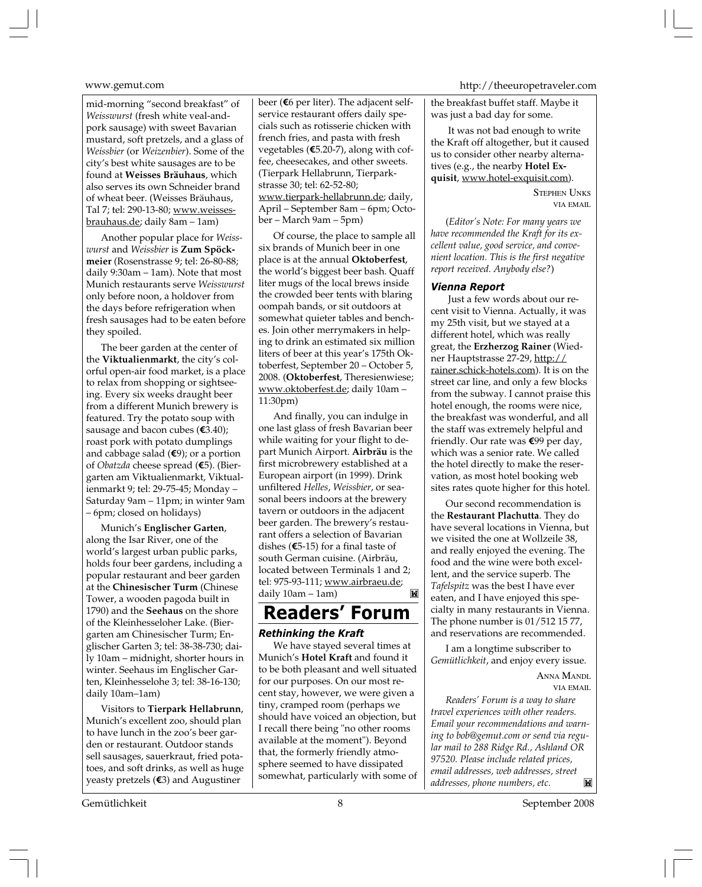mid-morning "second breakfast" of *Weisswurst* (fresh white veal-and-pork sausage) with sweet Bavarian mustard, soft pretzels, and a glass of *Weissbier* (or *Weizenbier*). Some of the city's best white sausages are to be found at **Weisses Bräuhaus**, which also serves its own Schneider brand of wheat beer. (Weisses Bräuhaus, Tal 7; tel: 290-13-80; www.weisses-brauhaus.de; daily 8am – 1am)

Another popular place for *Weisswurst* and *Weissbier* is **Zum Spöckmeier** (Rosenstrasse 9; tel: 26-80-88; daily 9:30am – 1am). Note that most Munich restaurants serve *Weisswurst* only before noon, a holdover from the days before refrigeration when fresh sausages had to be eaten before they spoiled.

The beer garden at the center of the **Viktualienmarkt**, the city's colorful open-air food market, is a place to relax from shopping or sightseeing. Every six weeks draught beer from a different Munich brewery is featured. Try the potato soup with sausage and bacon cubes (€3.40); roast pork with potato dumplings and cabbage salad (€9); or a portion of *Obatzda* cheese spread (€5). (Biergarten am Viktualienmarkt, Viktualienmarkt 9; tel: 29-75-45; Monday – Saturday 9am – 11pm; in winter 9am – 6pm; closed on holidays)

Munich's **Englischer Garten**, along the Isar River, one of the world's largest urban public parks, holds four beer gardens, including a popular restaurant and beer garden at the **Chinesischer Turm** (Chinese Tower, a wooden pagoda built in 1790) and the **Seehaus** on the shore of the Kleinhesseloher Lake. (Biergarten am Chinesischer Turm; Englischer Garten 3; tel: 38-38-730; daily 10am – midnight, shorter hours in winter. Seehaus im Englischer Garten, Kleinhesselohe 3; tel: 38-16-130; daily 10am–1am)

Visitors to **Tierpark Hellabrunn**, Munich's excellent zoo, should plan to have lunch in the zoo's beer garden or restaurant. Outdoor stands sell sausages, sauerkraut, fried potatoes, and soft drinks, as well as huge yeasty pretzels (€3) and Augustiner beer (€6 per liter). The adjacent self-service restaurant offers daily specials such as rotisserie chicken with french fries, and pasta with fresh vegetables (€5.20-7), along with coffee, cheesecakes, and other sweets. (Tierpark Hellabrunn, Tierparkstrasse 30; tel: 62-52-80; www.tierpark-hellabrunn.de; daily, April – September 8am – 6pm; October – March 9am – 5pm)

Of course, the place to sample all six brands of Munich beer in one place is at the annual **Oktoberfest**, the world's biggest beer bash. Quaff liter mugs of the local brews inside the crowded beer tents with blaring oompah bands, or sit outdoors at somewhat quieter tables and benches. Join other merrymakers in helping to drink an estimated six million liters of beer at this year's 175th Oktoberfest, September 20 – October 5, 2008. (**Oktoberfest**, Theresienwiese; www.oktoberfest.de; daily 10am – 11:30pm)

And finally, you can indulge in one last glass of fresh Bavarian beer while waiting for your flight to depart Munich Airport. **Airbräu** is the first microbrewery established at a European airport (in 1999). Drink unfiltered *Helles*, *Weissbier*, or seasonal beers indoors at the brewery tavern or outdoors in the adjacent beer garden. The brewery's restaurant offers a selection of Bavarian dishes (€5-15) for a final taste of south German cuisine. (Airbräu, located between Terminals 1 and 2; tel: 975-93-111; www.airbraeu.de; daily 10am – 1am)

# Readers' Forum

### Rethinking the Kraft

We have stayed several times at Munich's **Hotel Kraft** and found it to be both pleasant and well situated for our purposes. On our most recent stay, however, we were given a tiny, cramped room (perhaps we should have voiced an objection, but I recall there being "no other rooms available at the moment"). Beyond that, the formerly friendly atmosphere seemed to have dissipated somewhat, particularly with some of the breakfast buffet staff. Maybe it was just a bad day for some.

It was not bad enough to write the Kraft off altogether, but it caused us to consider other nearby alternatives (e.g., the nearby **Hotel Exquisit**, www.hotel-exquisit.com).

STEPHEN UNKS
VIA EMAIL

(*Editor's Note: For many years we have recommended the Kraft for its excellent value, good service, and convenient location. This is the first negative report received. Anybody else?*)

### Vienna Report

Just a few words about our recent visit to Vienna. Actually, it was my 25th visit, but we stayed at a different hotel, which was really great, the **Erzherzog Rainer** (Wiedner Hauptstrasse 27-29, http://rainer.schick-hotels.com). It is on the street car line, and only a few blocks from the subway. I cannot praise this hotel enough, the rooms were nice, the breakfast was wonderful, and all the staff was extremely helpful and friendly. Our rate was €99 per day, which was a senior rate. We called the hotel directly to make the reservation, as most hotel booking web sites rates quote higher for this hotel.

Our second recommendation is the **Restaurant Plachutta**. They do have several locations in Vienna, but we visited the one at Wollzeile 38, and really enjoyed the evening. The food and the wine were both excellent, and the service superb. The *Tafelspitz* was the best I have ever eaten, and I have enjoyed this specialty in many restaurants in Vienna. The phone number is 01/512 15 77, and reservations are recommended.

I am a longtime subscriber to *Gemütlichkeit*, and enjoy every issue.

ANNA MANDL
VIA EMAIL

*Readers' Forum is a way to share travel experiences with other readers. Email your recommendations and warning to bob@gemut.com or send via regular mail to 288 Ridge Rd., Ashland OR 97520. Please include related prices, email addresses, web addresses, street addresses, phone numbers, etc.*